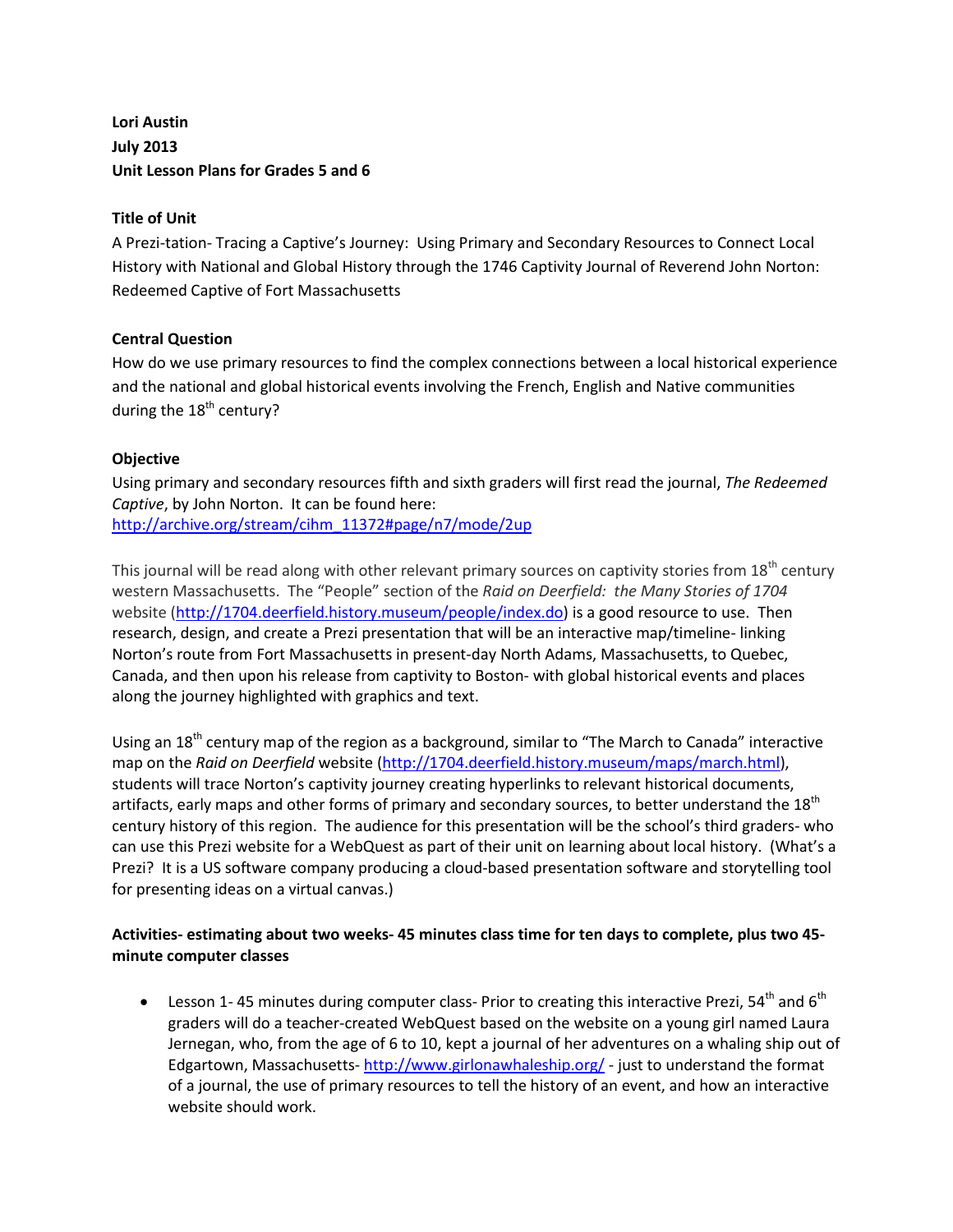**Lori Austin**
**July 2013**
**Unit Lesson Plans for Grades 5 and 6**

**Title of Unit**

A Prezi-tation- Tracing a Captive's Journey: Using Primary and Secondary Resources to Connect Local History with National and Global History through the 1746 Captivity Journal of Reverend John Norton: Redeemed Captive of Fort Massachusetts

**Central Question**

How do we use primary resources to find the complex connections between a local historical experience and the national and global historical events involving the French, English and Native communities during the 18th century?

**Objective**

Using primary and secondary resources fifth and sixth graders will first read the journal, *The Redeemed Captive*, by John Norton. It can be found here: http://archive.org/stream/cihm_11372#page/n7/mode/2up

This journal will be read along with other relevant primary sources on captivity stories from 18th century western Massachusetts. The "People" section of the *Raid on Deerfield: the Many Stories of 1704* website (http://1704.deerfield.history.museum/people/index.do) is a good resource to use. Then research, design, and create a Prezi presentation that will be an interactive map/timeline- linking Norton's route from Fort Massachusetts in present-day North Adams, Massachusetts, to Quebec, Canada, and then upon his release from captivity to Boston- with global historical events and places along the journey highlighted with graphics and text.

Using an 18th century map of the region as a background, similar to "The March to Canada" interactive map on the *Raid on Deerfield* website (http://1704.deerfield.history.museum/maps/march.html), students will trace Norton's captivity journey creating hyperlinks to relevant historical documents, artifacts, early maps and other forms of primary and secondary sources, to better understand the 18th century history of this region. The audience for this presentation will be the school's third graders- who can use this Prezi website for a WebQuest as part of their unit on learning about local history. (What's a Prezi? It is a US software company producing a cloud-based presentation software and storytelling tool for presenting ideas on a virtual canvas.)

**Activities- estimating about two weeks- 45 minutes class time for ten days to complete, plus two 45-minute computer classes**

- Lesson 1- 45 minutes during computer class- Prior to creating this interactive Prezi, 54th and 6th graders will do a teacher-created WebQuest based on the website on a young girl named Laura Jernegan, who, from the age of 6 to 10, kept a journal of her adventures on a whaling ship out of Edgartown, Massachusetts- http://www.girlonawhaleship.org/ - just to understand the format of a journal, the use of primary resources to tell the history of an event, and how an interactive website should work.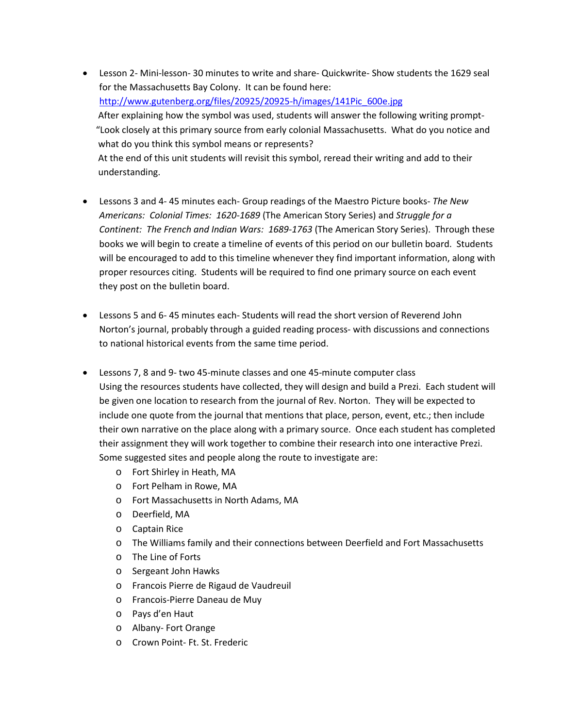- Lesson 2- Mini-lesson- 30 minutes to write and share- Quickwrite- Show students the 1629 seal for the Massachusetts Bay Colony. It can be found here: http://www.gutenberg.org/files/20925/20925-h/images/141Pic_600e.jpg
  After explaining how the symbol was used, students will answer the following writing prompt- "Look closely at this primary source from early colonial Massachusetts. What do you notice and what do you think this symbol means or represents?
  At the end of this unit students will revisit this symbol, reread their writing and add to their understanding.

- Lessons 3 and 4- 45 minutes each- Group readings of the Maestro Picture books- *The New Americans: Colonial Times: 1620-1689* (The American Story Series) and *Struggle for a Continent: The French and Indian Wars: 1689-1763* (The American Story Series). Through these books we will begin to create a timeline of events of this period on our bulletin board. Students will be encouraged to add to this timeline whenever they find important information, along with proper resources citing. Students will be required to find one primary source on each event they post on the bulletin board.

- Lessons 5 and 6- 45 minutes each- Students will read the short version of Reverend John Norton's journal, probably through a guided reading process- with discussions and connections to national historical events from the same time period.

- Lessons 7, 8 and 9- two 45-minute classes and one 45-minute computer class
  Using the resources students have collected, they will design and build a Prezi. Each student will be given one location to research from the journal of Rev. Norton. They will be expected to include one quote from the journal that mentions that place, person, event, etc.; then include their own narrative on the place along with a primary source. Once each student has completed their assignment they will work together to combine their research into one interactive Prezi. Some suggested sites and people along the route to investigate are:
  - Fort Shirley in Heath, MA
  - Fort Pelham in Rowe, MA
  - Fort Massachusetts in North Adams, MA
  - Deerfield, MA
  - Captain Rice
  - The Williams family and their connections between Deerfield and Fort Massachusetts
  - The Line of Forts
  - Sergeant John Hawks
  - Francois Pierre de Rigaud de Vaudreuil
  - Francois-Pierre Daneau de Muy
  - Pays d'en Haut
  - Albany- Fort Orange
  - Crown Point- Ft. St. Frederic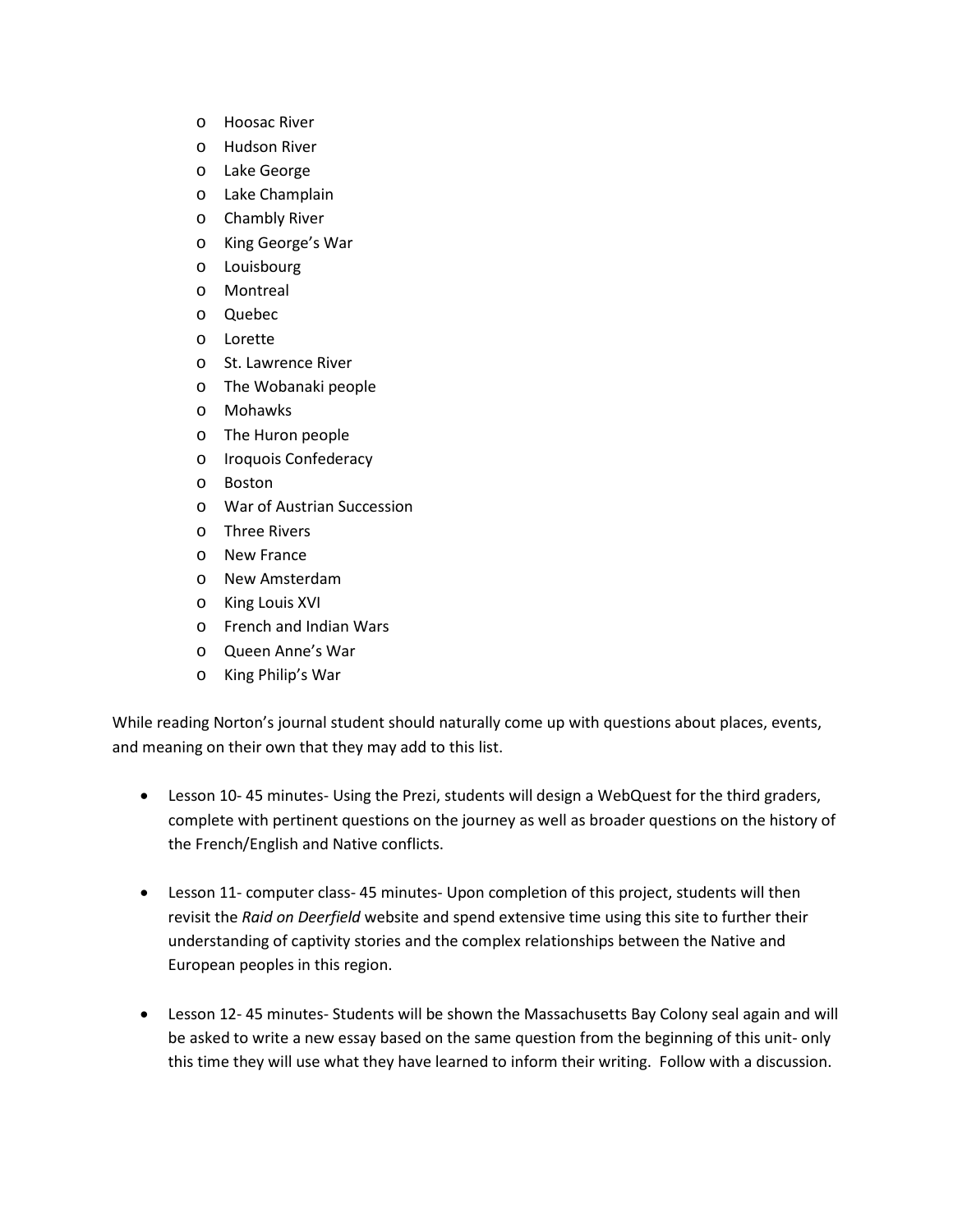- Hoosac River
- Hudson River
- Lake George
- Lake Champlain
- Chambly River
- King George's War
- Louisbourg
- Montreal
- Quebec
- Lorette
- St. Lawrence River
- The Wobanaki people
- Mohawks
- The Huron people
- Iroquois Confederacy
- Boston
- War of Austrian Succession
- Three Rivers
- New France
- New Amsterdam
- King Louis XVI
- French and Indian Wars
- Queen Anne's War
- King Philip's War

While reading Norton's journal student should naturally come up with questions about places, events, and meaning on their own that they may add to this list.

- Lesson 10- 45 minutes- Using the Prezi, students will design a WebQuest for the third graders, complete with pertinent questions on the journey as well as broader questions on the history of the French/English and Native conflicts.

- Lesson 11- computer class- 45 minutes- Upon completion of this project, students will then revisit the *Raid on Deerfield* website and spend extensive time using this site to further their understanding of captivity stories and the complex relationships between the Native and European peoples in this region.

- Lesson 12- 45 minutes- Students will be shown the Massachusetts Bay Colony seal again and will be asked to write a new essay based on the same question from the beginning of this unit- only this time they will use what they have learned to inform their writing. Follow with a discussion.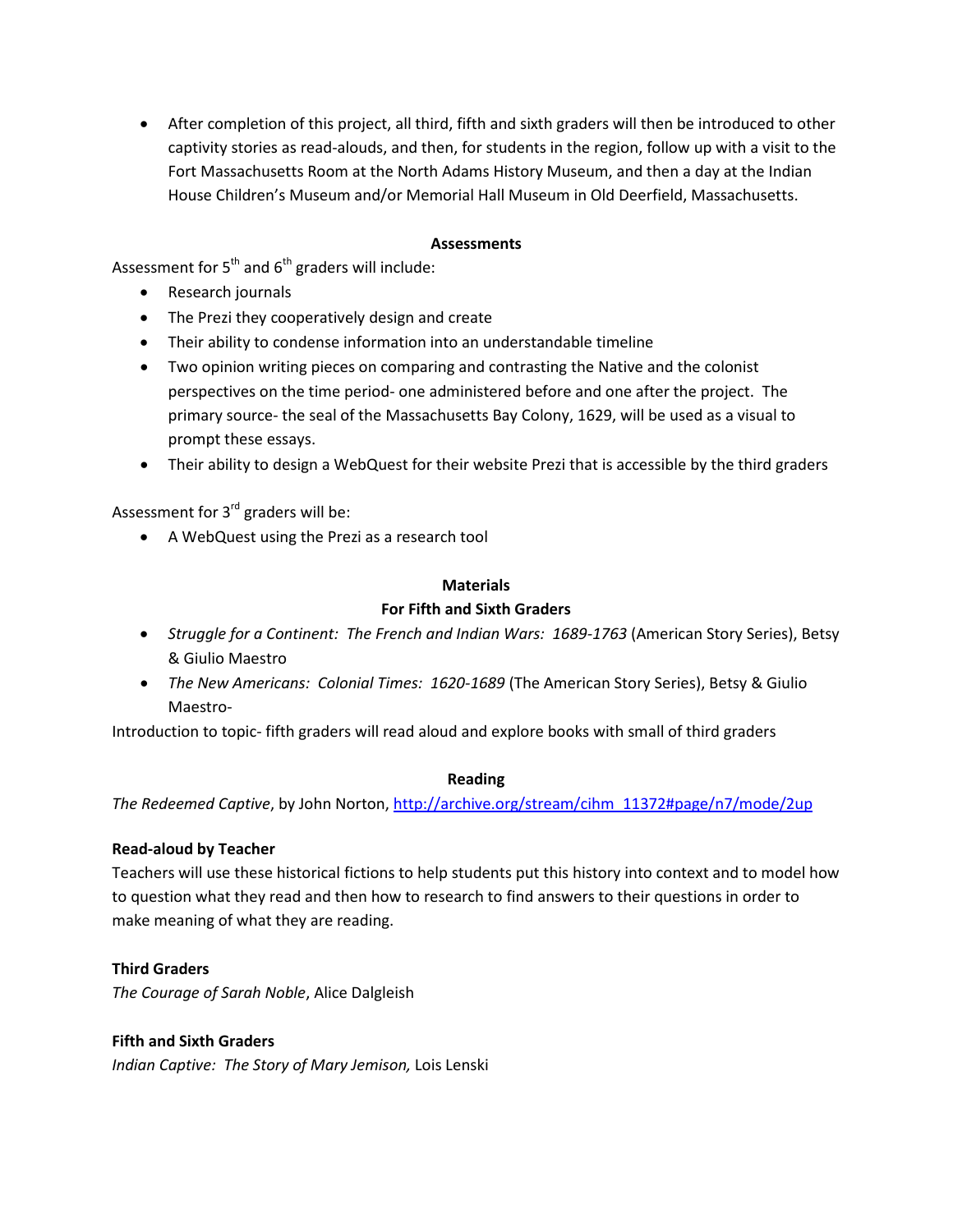- After completion of this project, all third, fifth and sixth graders will then be introduced to other captivity stories as read-alouds, and then, for students in the region, follow up with a visit to the Fort Massachusetts Room at the North Adams History Museum, and then a day at the Indian House Children's Museum and/or Memorial Hall Museum in Old Deerfield, Massachusetts.

**Assessments**

Assessment for 5th and 6th graders will include:

- Research journals
- The Prezi they cooperatively design and create
- Their ability to condense information into an understandable timeline
- Two opinion writing pieces on comparing and contrasting the Native and the colonist perspectives on the time period- one administered before and one after the project. The primary source- the seal of the Massachusetts Bay Colony, 1629, will be used as a visual to prompt these essays.
- Their ability to design a WebQuest for their website Prezi that is accessible by the third graders

Assessment for 3rd graders will be:

- A WebQuest using the Prezi as a research tool

**Materials**

**For Fifth and Sixth Graders**

- *Struggle for a Continent: The French and Indian Wars: 1689-1763* (American Story Series), Betsy & Giulio Maestro
- *The New Americans: Colonial Times: 1620-1689* (The American Story Series), Betsy & Giulio Maestro-

Introduction to topic- fifth graders will read aloud and explore books with small of third graders

**Reading**

*The Redeemed Captive*, by John Norton, http://archive.org/stream/cihm_11372#page/n7/mode/2up

**Read-aloud by Teacher**

Teachers will use these historical fictions to help students put this history into context and to model how to question what they read and then how to research to find answers to their questions in order to make meaning of what they are reading.

**Third Graders**

*The Courage of Sarah Noble*, Alice Dalgleish

**Fifth and Sixth Graders**

*Indian Captive: The Story of Mary Jemison,* Lois Lenski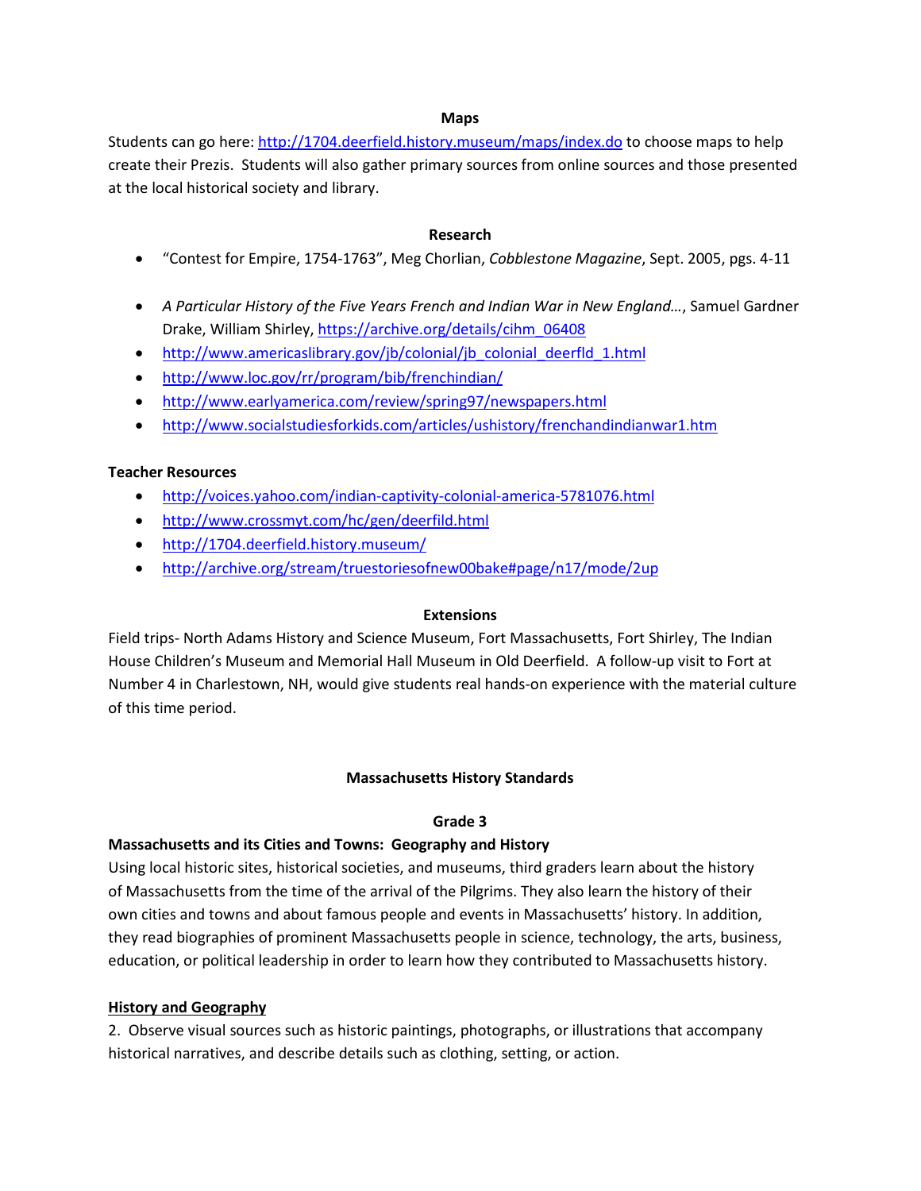## Maps

Students can go here: http://1704.deerfield.history.museum/maps/index.do to choose maps to help create their Prezis. Students will also gather primary sources from online sources and those presented at the local historical society and library.

## Research

- "Contest for Empire, 1754-1763", Meg Chorlian, *Cobblestone Magazine*, Sept. 2005, pgs. 4-11
- *A Particular History of the Five Years French and Indian War in New England…*, Samuel Gardner Drake, William Shirley, https://archive.org/details/cihm_06408
- http://www.americaslibrary.gov/jb/colonial/jb_colonial_deerfld_1.html
- http://www.loc.gov/rr/program/bib/frenchindian/
- http://www.earlyamerica.com/review/spring97/newspapers.html
- http://www.socialstudiesforkids.com/articles/ushistory/frenchandindianwar1.htm

### Teacher Resources

- http://voices.yahoo.com/indian-captivity-colonial-america-5781076.html
- http://www.crossmyt.com/hc/gen/deerfild.html
- http://1704.deerfield.history.museum/
- http://archive.org/stream/truestoriesofnew00bake#page/n17/mode/2up

## Extensions

Field trips- North Adams History and Science Museum, Fort Massachusetts, Fort Shirley, The Indian House Children's Museum and Memorial Hall Museum in Old Deerfield. A follow-up visit to Fort at Number 4 in Charlestown, NH, would give students real hands-on experience with the material culture of this time period.

## Massachusetts History Standards

### Grade 3

**Massachusetts and its Cities and Towns: Geography and History**

Using local historic sites, historical societies, and museums, third graders learn about the history of Massachusetts from the time of the arrival of the Pilgrims. They also learn the history of their own cities and towns and about famous people and events in Massachusetts' history. In addition, they read biographies of prominent Massachusetts people in science, technology, the arts, business, education, or political leadership in order to learn how they contributed to Massachusetts history.

**History and Geography**

2. Observe visual sources such as historic paintings, photographs, or illustrations that accompany historical narratives, and describe details such as clothing, setting, or action.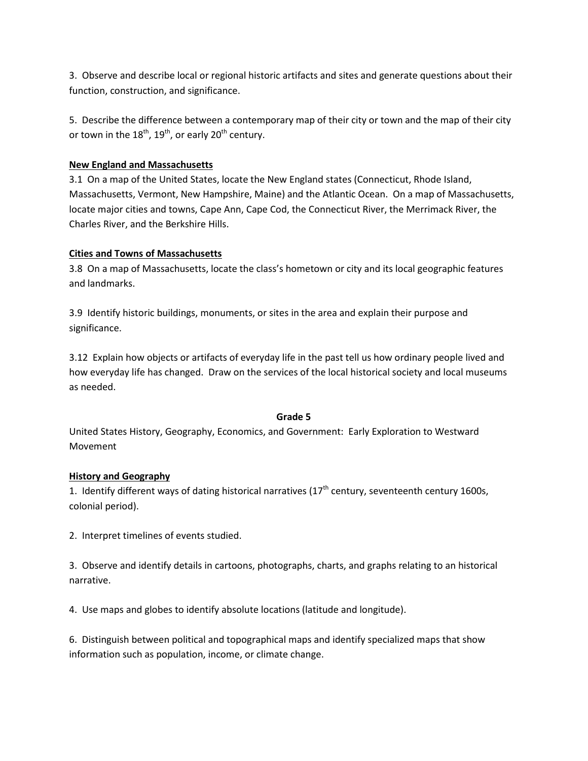3. Observe and describe local or regional historic artifacts and sites and generate questions about their function, construction, and significance.

5. Describe the difference between a contemporary map of their city or town and the map of their city or town in the 18th, 19th, or early 20th century.

**New England and Massachusetts**

3.1 On a map of the United States, locate the New England states (Connecticut, Rhode Island, Massachusetts, Vermont, New Hampshire, Maine) and the Atlantic Ocean. On a map of Massachusetts, locate major cities and towns, Cape Ann, Cape Cod, the Connecticut River, the Merrimack River, the Charles River, and the Berkshire Hills.

**Cities and Towns of Massachusetts**

3.8 On a map of Massachusetts, locate the class's hometown or city and its local geographic features and landmarks.

3.9 Identify historic buildings, monuments, or sites in the area and explain their purpose and significance.

3.12 Explain how objects or artifacts of everyday life in the past tell us how ordinary people lived and how everyday life has changed. Draw on the services of the local historical society and local museums as needed.

**Grade 5**

United States History, Geography, Economics, and Government: Early Exploration to Westward Movement

**History and Geography**

1. Identify different ways of dating historical narratives (17th century, seventeenth century 1600s, colonial period).

2. Interpret timelines of events studied.

3. Observe and identify details in cartoons, photographs, charts, and graphs relating to an historical narrative.

4. Use maps and globes to identify absolute locations (latitude and longitude).

6. Distinguish between political and topographical maps and identify specialized maps that show information such as population, income, or climate change.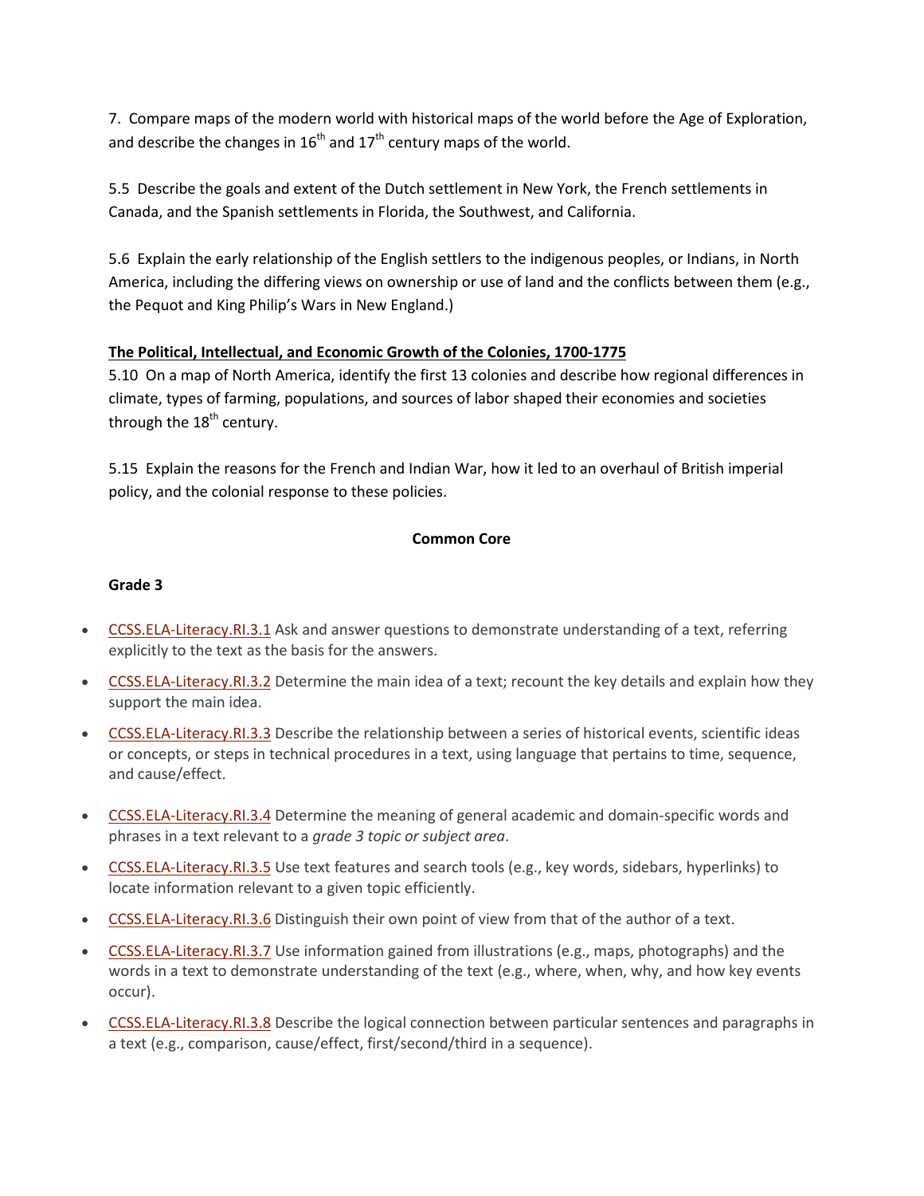7. Compare maps of the modern world with historical maps of the world before the Age of Exploration, and describe the changes in 16th and 17th century maps of the world.

5.5 Describe the goals and extent of the Dutch settlement in New York, the French settlements in Canada, and the Spanish settlements in Florida, the Southwest, and California.

5.6 Explain the early relationship of the English settlers to the indigenous peoples, or Indians, in North America, including the differing views on ownership or use of land and the conflicts between them (e.g., the Pequot and King Philip's Wars in New England.)

**The Political, Intellectual, and Economic Growth of the Colonies, 1700-1775**

5.10 On a map of North America, identify the first 13 colonies and describe how regional differences in climate, types of farming, populations, and sources of labor shaped their economies and societies through the 18th century.

5.15 Explain the reasons for the French and Indian War, how it led to an overhaul of British imperial policy, and the colonial response to these policies.

**Common Core**

**Grade 3**

- CCSS.ELA-Literacy.RI.3.1 Ask and answer questions to demonstrate understanding of a text, referring explicitly to the text as the basis for the answers.
- CCSS.ELA-Literacy.RI.3.2 Determine the main idea of a text; recount the key details and explain how they support the main idea.
- CCSS.ELA-Literacy.RI.3.3 Describe the relationship between a series of historical events, scientific ideas or concepts, or steps in technical procedures in a text, using language that pertains to time, sequence, and cause/effect.
- CCSS.ELA-Literacy.RI.3.4 Determine the meaning of general academic and domain-specific words and phrases in a text relevant to a *grade 3 topic or subject area*.
- CCSS.ELA-Literacy.RI.3.5 Use text features and search tools (e.g., key words, sidebars, hyperlinks) to locate information relevant to a given topic efficiently.
- CCSS.ELA-Literacy.RI.3.6 Distinguish their own point of view from that of the author of a text.
- CCSS.ELA-Literacy.RI.3.7 Use information gained from illustrations (e.g., maps, photographs) and the words in a text to demonstrate understanding of the text (e.g., where, when, why, and how key events occur).
- CCSS.ELA-Literacy.RI.3.8 Describe the logical connection between particular sentences and paragraphs in a text (e.g., comparison, cause/effect, first/second/third in a sequence).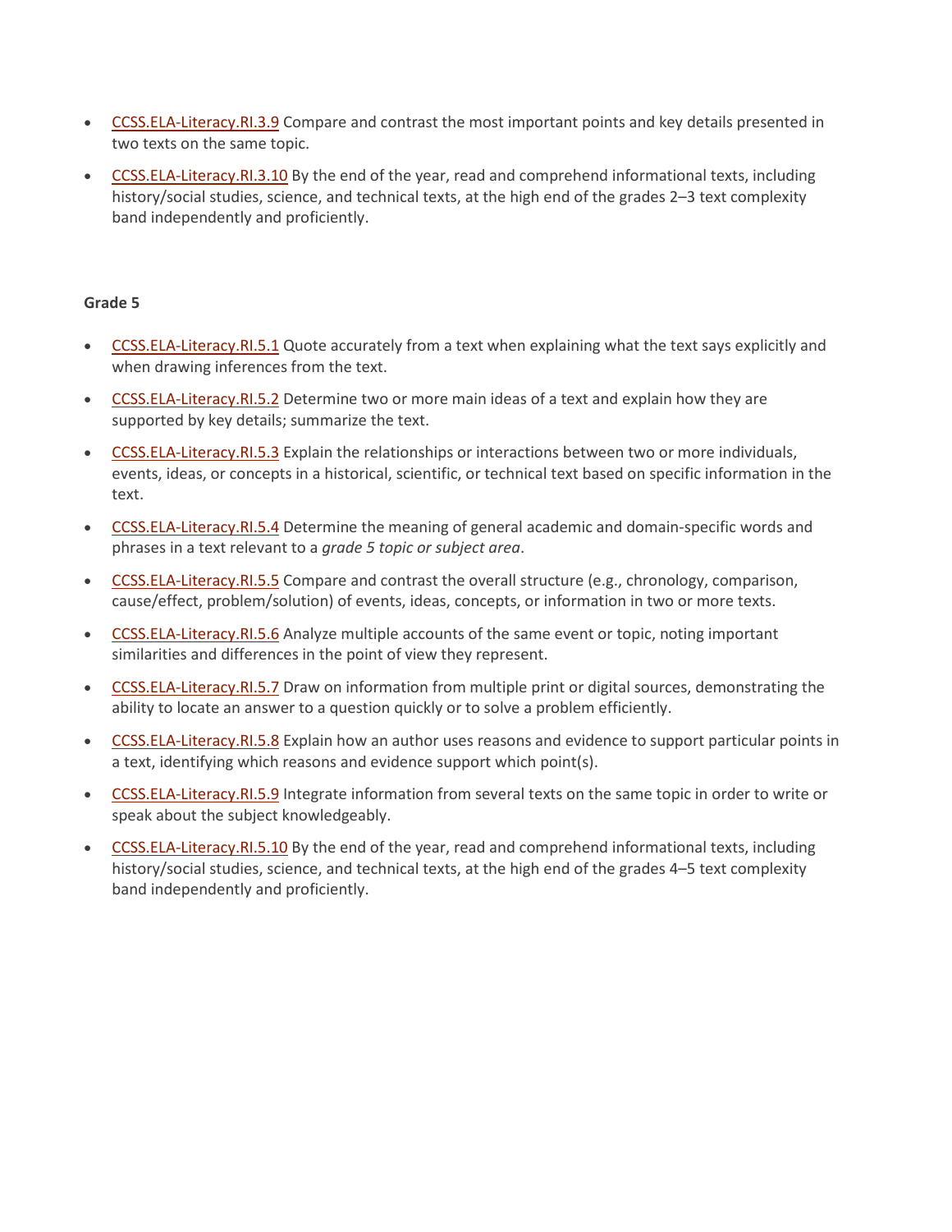- CCSS.ELA-Literacy.RI.3.9 Compare and contrast the most important points and key details presented in two texts on the same topic.
- CCSS.ELA-Literacy.RI.3.10 By the end of the year, read and comprehend informational texts, including history/social studies, science, and technical texts, at the high end of the grades 2–3 text complexity band independently and proficiently.

**Grade 5**

- CCSS.ELA-Literacy.RI.5.1 Quote accurately from a text when explaining what the text says explicitly and when drawing inferences from the text.
- CCSS.ELA-Literacy.RI.5.2 Determine two or more main ideas of a text and explain how they are supported by key details; summarize the text.
- CCSS.ELA-Literacy.RI.5.3 Explain the relationships or interactions between two or more individuals, events, ideas, or concepts in a historical, scientific, or technical text based on specific information in the text.
- CCSS.ELA-Literacy.RI.5.4 Determine the meaning of general academic and domain-specific words and phrases in a text relevant to a *grade 5 topic or subject area*.
- CCSS.ELA-Literacy.RI.5.5 Compare and contrast the overall structure (e.g., chronology, comparison, cause/effect, problem/solution) of events, ideas, concepts, or information in two or more texts.
- CCSS.ELA-Literacy.RI.5.6 Analyze multiple accounts of the same event or topic, noting important similarities and differences in the point of view they represent.
- CCSS.ELA-Literacy.RI.5.7 Draw on information from multiple print or digital sources, demonstrating the ability to locate an answer to a question quickly or to solve a problem efficiently.
- CCSS.ELA-Literacy.RI.5.8 Explain how an author uses reasons and evidence to support particular points in a text, identifying which reasons and evidence support which point(s).
- CCSS.ELA-Literacy.RI.5.9 Integrate information from several texts on the same topic in order to write or speak about the subject knowledgeably.
- CCSS.ELA-Literacy.RI.5.10 By the end of the year, read and comprehend informational texts, including history/social studies, science, and technical texts, at the high end of the grades 4–5 text complexity band independently and proficiently.